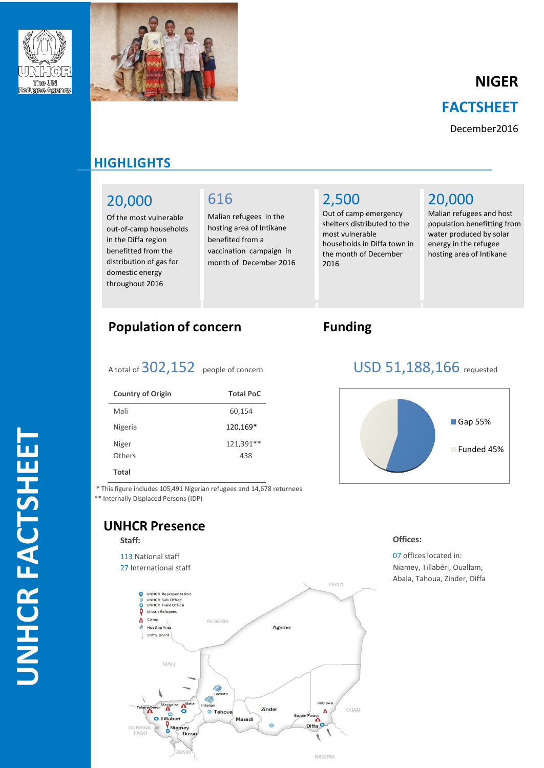# NIGER

## FACTSHEET

December2016

## HIGHLIGHTS

**20,000**

Of the most vulnerable out-of-camp households in the Diffa region benefitted from the distribution of gas for domestic energy throughout 2016

**616**

Malian refugees in the hosting area of Intikane benefited from a vaccination campaign in month of December 2016

**2,500**

Out of camp emergency shelters distributed to the most vulnerable households in Diffa town in the month of December 2016

**20,000**

Malian refugees and host population benefitting from water produced by solar energy in the refugee hosting area of Intikane

## Population of concern

A total of 302,152 people of concern

| Country of Origin | Total PoC |
|---|---|
| Mali | 60,154 |
| Nigeria | 120,169* |
| Niger | 121,391** |
| Others | 438 |
| **Total** | |

\* This figure includes 105,491 Nigerian refugees and 14,678 returnees
** Internally Displaced Persons (IDP)

## Funding

USD 51,188,166 requested

- Gap 55%
- Funded 45%

## UNHCR Presence

**Staff:**

113 National staff
27 International staff

**Offices:**

07 offices located in:
Niamey, Tillabéri, Ouallam, Abala, Tahoua, Zinder, Diffa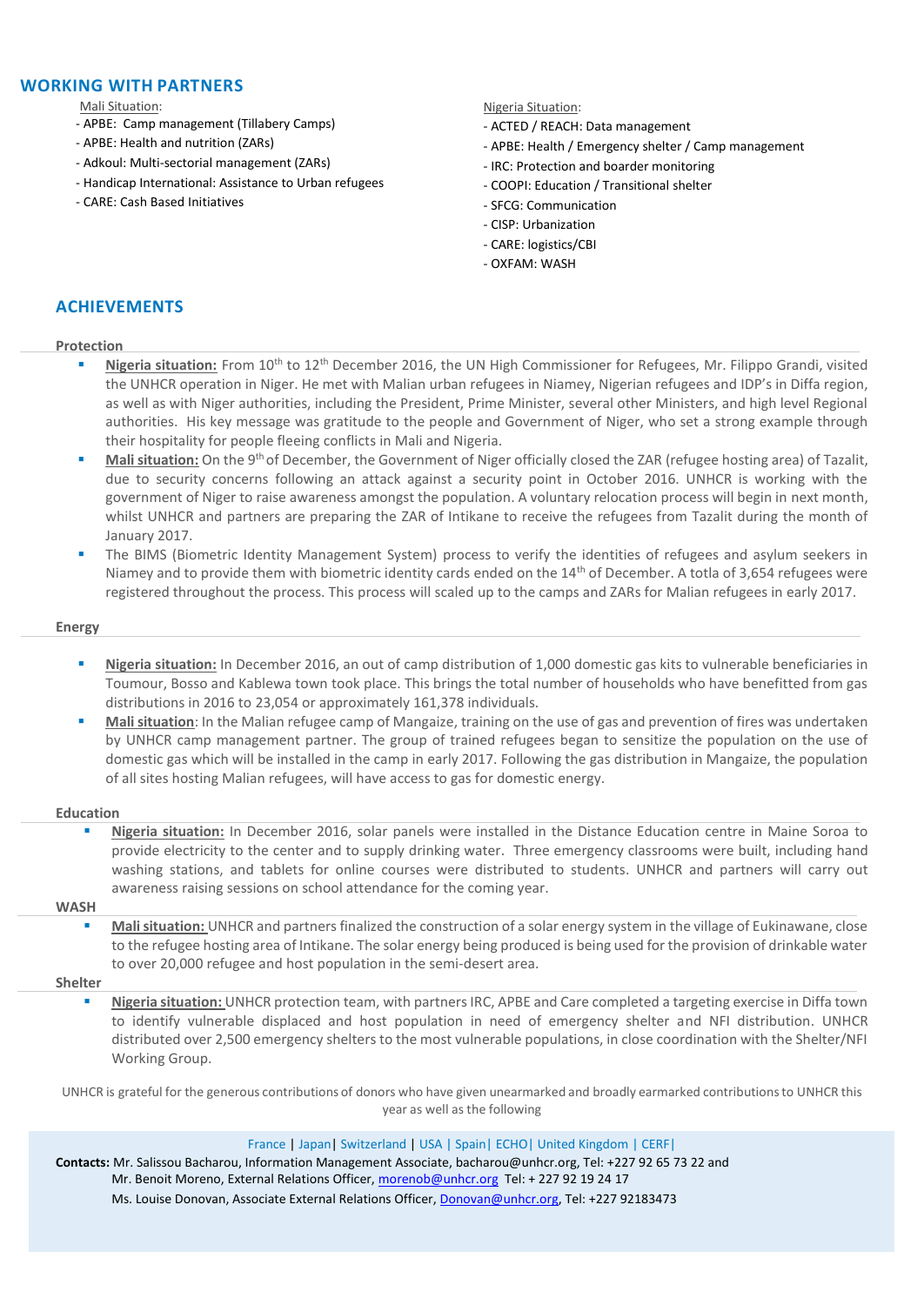## WORKING WITH PARTNERS

Mali Situation:

- APBE: Camp management (Tillabery Camps)
- APBE: Health and nutrition (ZARs)
- Adkoul: Multi-sectorial management (ZARs)
- Handicap International: Assistance to Urban refugees
- CARE: Cash Based Initiatives

Nigeria Situation:

- ACTED / REACH: Data management
- APBE: Health / Emergency shelter / Camp management
- IRC: Protection and boarder monitoring
- COOPI: Education / Transitional shelter
- SFCG: Communication
- CISP: Urbanization
- CARE: logistics/CBI
- OXFAM: WASH

## ACHIEVEMENTS

### Protection

- **Nigeria situation:** From 10th to 12th December 2016, the UN High Commissioner for Refugees, Mr. Filippo Grandi, visited the UNHCR operation in Niger. He met with Malian urban refugees in Niamey, Nigerian refugees and IDP's in Diffa region, as well as with Niger authorities, including the President, Prime Minister, several other Ministers, and high level Regional authorities. His key message was gratitude to the people and Government of Niger, who set a strong example through their hospitality for people fleeing conflicts in Mali and Nigeria.
- **Mali situation:** On the 9th of December, the Government of Niger officially closed the ZAR (refugee hosting area) of Tazalit, due to security concerns following an attack against a security point in October 2016. UNHCR is working with the government of Niger to raise awareness amongst the population. A voluntary relocation process will begin in next month, whilst UNHCR and partners are preparing the ZAR of Intikane to receive the refugees from Tazalit during the month of January 2017.
- The BIMS (Biometric Identity Management System) process to verify the identities of refugees and asylum seekers in Niamey and to provide them with biometric identity cards ended on the 14th of December. A totla of 3,654 refugees were registered throughout the process. This process will scaled up to the camps and ZARs for Malian refugees in early 2017.

### Energy

- **Nigeria situation:** In December 2016, an out of camp distribution of 1,000 domestic gas kits to vulnerable beneficiaries in Toumour, Bosso and Kablewa town took place. This brings the total number of households who have benefitted from gas distributions in 2016 to 23,054 or approximately 161,378 individuals.
- **Mali situation**: In the Malian refugee camp of Mangaize, training on the use of gas and prevention of fires was undertaken by UNHCR camp management partner. The group of trained refugees began to sensitize the population on the use of domestic gas which will be installed in the camp in early 2017. Following the gas distribution in Mangaize, the population of all sites hosting Malian refugees, will have access to gas for domestic energy.

### Education

- **Nigeria situation:** In December 2016, solar panels were installed in the Distance Education centre in Maine Soroa to provide electricity to the center and to supply drinking water. Three emergency classrooms were built, including hand washing stations, and tablets for online courses were distributed to students. UNHCR and partners will carry out awareness raising sessions on school attendance for the coming year.

### WASH

- **Mali situation:** UNHCR and partners finalized the construction of a solar energy system in the village of Eukinawane, close to the refugee hosting area of Intikane. The solar energy being produced is being used for the provision of drinkable water to over 20,000 refugee and host population in the semi-desert area.

### Shelter

- **Nigeria situation:** UNHCR protection team, with partners IRC, APBE and Care completed a targeting exercise in Diffa town to identify vulnerable displaced and host population in need of emergency shelter and NFI distribution. UNHCR distributed over 2,500 emergency shelters to the most vulnerable populations, in close coordination with the Shelter/NFI Working Group.

UNHCR is grateful for the generous contributions of donors who have given unearmarked and broadly earmarked contributions to UNHCR this year as well as the following

France | Japan| Switzerland | USA | Spain| ECHO| United Kingdom | CERF|

**Contacts:** Mr. Salissou Bacharou, Information Management Associate, bacharou@unhcr.org, Tel: +227 92 65 73 22 and
Mr. Benoit Moreno, External Relations Officer, morenob@unhcr.org Tel: + 227 92 19 24 17
Ms. Louise Donovan, Associate External Relations Officer, Donovan@unhcr.org, Tel: +227 92183473